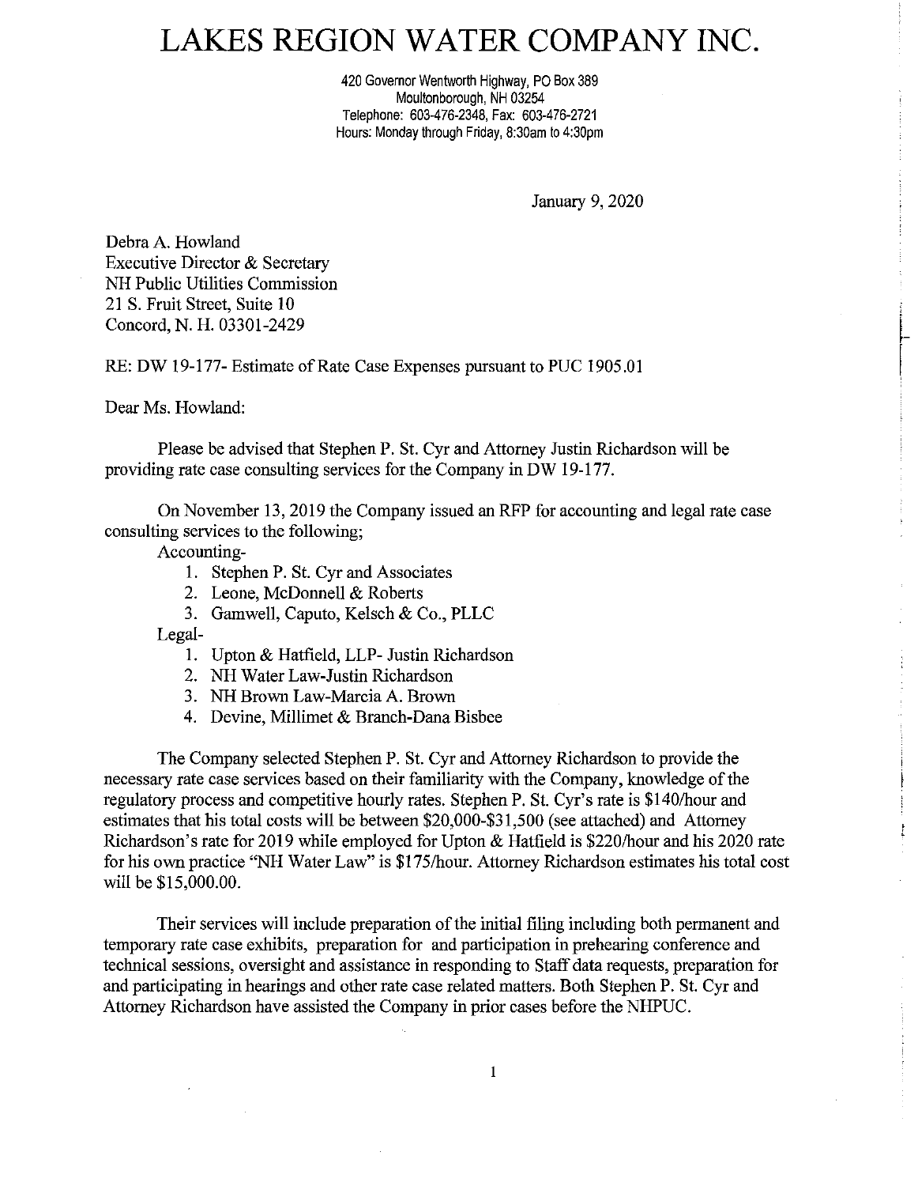# LAKES REGION WATER COMPANY INC.

420 Governor Wentworth Highway, PO Box 389
Moultonborough, NH 03254
Telephone: 603-476-2348, Fax: 603-476-2721
Hours: Monday through Friday, 8:30am to 4:30pm

January 9, 2020

Debra A. Howland
Executive Director & Secretary
NH Public Utilities Commission
21 S. Fruit Street, Suite 10
Concord, N. H. 03301-2429

RE: DW 19-177- Estimate of Rate Case Expenses pursuant to PUC 1905.01

Dear Ms. Howland:

Please be advised that Stephen P. St. Cyr and Attorney Justin Richardson will be providing rate case consulting services for the Company in DW 19-177.

On November 13, 2019 the Company issued an RFP for accounting and legal rate case consulting services to the following;

Accounting-

1. Stephen P. St. Cyr and Associates
2. Leone, McDonnell & Roberts
3. Gamwell, Caputo, Kelsch & Co., PLLC

Legal-

1. Upton & Hatfield, LLP- Justin Richardson
2. NH Water Law-Justin Richardson
3. NH Brown Law-Marcia A. Brown
4. Devine, Millimet & Branch-Dana Bisbee

The Company selected Stephen P. St. Cyr and Attorney Richardson to provide the necessary rate case services based on their familiarity with the Company, knowledge of the regulatory process and competitive hourly rates. Stephen P. St. Cyr's rate is $140/hour and estimates that his total costs will be between $20,000-$31,500 (see attached) and Attorney Richardson's rate for 2019 while employed for Upton & Hatfield is $220/hour and his 2020 rate for his own practice "NH Water Law" is $175/hour. Attorney Richardson estimates his total cost will be $15,000.00.

Their services will include preparation of the initial filing including both permanent and temporary rate case exhibits, preparation for and participation in prehearing conference and technical sessions, oversight and assistance in responding to Staff data requests, preparation for and participating in hearings and other rate case related matters. Both Stephen P. St. Cyr and Attorney Richardson have assisted the Company in prior cases before the NHPUC.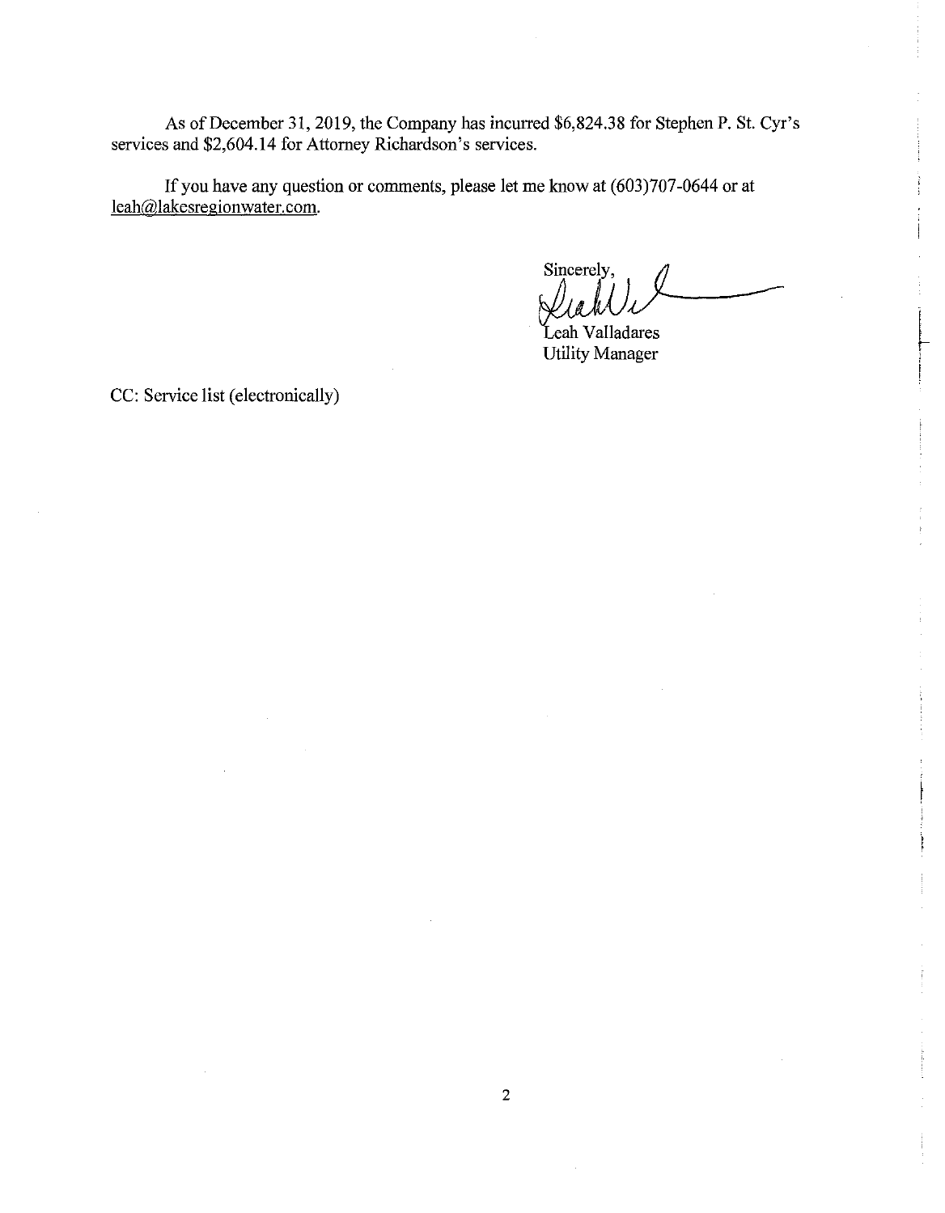As of December 31, 2019, the Company has incurred $6,824.38 for Stephen P. St. Cyr's services and $2,604.14 for Attorney Richardson's services.

If you have any question or comments, please let me know at (603)707-0644 or at leah@lakesregionwater.com.

Sincerely,

Leah Valladares
Utility Manager

CC: Service list (electronically)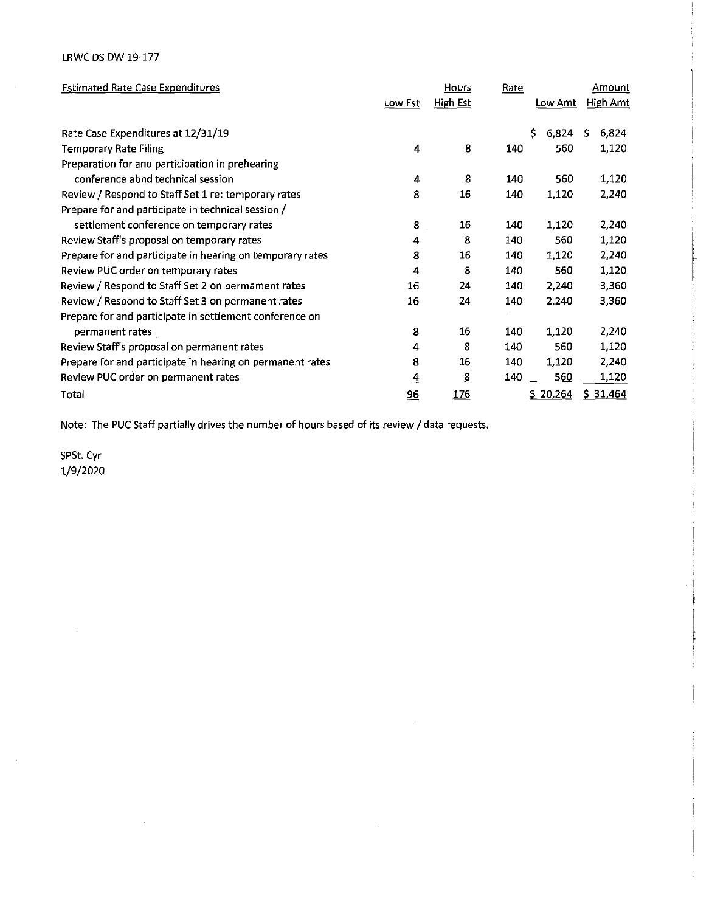LRWC DS DW 19-177

| Estimated Rate Case Expenditures | Hours | | Rate | Amount | |
|---|---|---|---|---|---|
| | Low Est | High Est | | Low Amt | High Amt |
| Rate Case Expenditures at 12/31/19 | | | | $ 6,824 | $ 6,824 |
| Temporary Rate Filing | 4 | 8 | 140 | 560 | 1,120 |
| Preparation for and participation in prehearing conference abnd technical session | 4 | 8 | 140 | 560 | 1,120 |
| Review / Respond to Staff Set 1 re: temporary rates | 8 | 16 | 140 | 1,120 | 2,240 |
| Prepare for and participate in technical session / settlement conference on temporary rates | 8 | 16 | 140 | 1,120 | 2,240 |
| Review Staff's proposal on temporary rates | 4 | 8 | 140 | 560 | 1,120 |
| Prepare for and participate in hearing on temporary rates | 8 | 16 | 140 | 1,120 | 2,240 |
| Review PUC order on temporary rates | 4 | 8 | 140 | 560 | 1,120 |
| Review / Respond to Staff Set 2 on permament rates | 16 | 24 | 140 | 2,240 | 3,360 |
| Review / Respond to Staff Set 3 on permanent rates | 16 | 24 | 140 | 2,240 | 3,360 |
| Prepare for and participate in settlement conference on permanent rates | 8 | 16 | 140 | 1,120 | 2,240 |
| Review Staff's proposal on permanent rates | 4 | 8 | 140 | 560 | 1,120 |
| Prepare for and participate in hearing on permanent rates | 8 | 16 | 140 | 1,120 | 2,240 |
| Review PUC order on permanent rates | 4 | 8 | 140 | 560 | 1,120 |
| Total | 96 | 176 | | $ 20,264 | $ 31,464 |

Note: The PUC Staff partially drives the number of hours based of its review / data requests.

SPSt. Cyr
1/9/2020